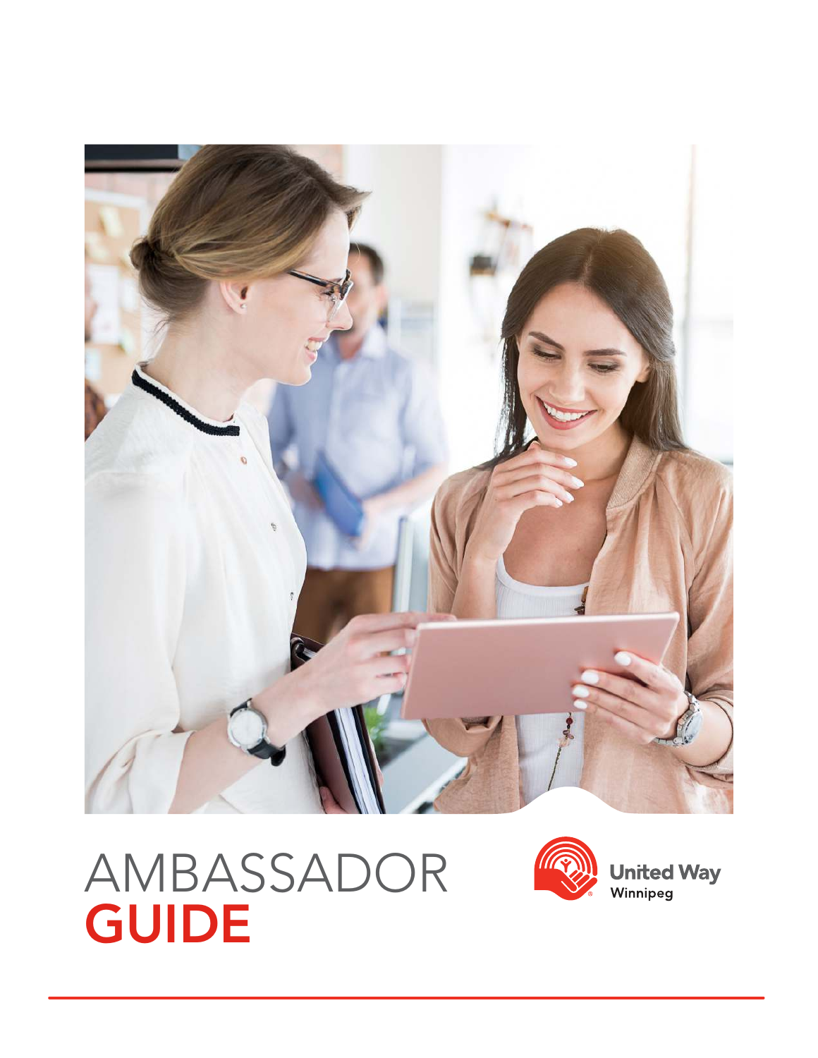# AMBASSADOR GUIDE

United Way Winnipeg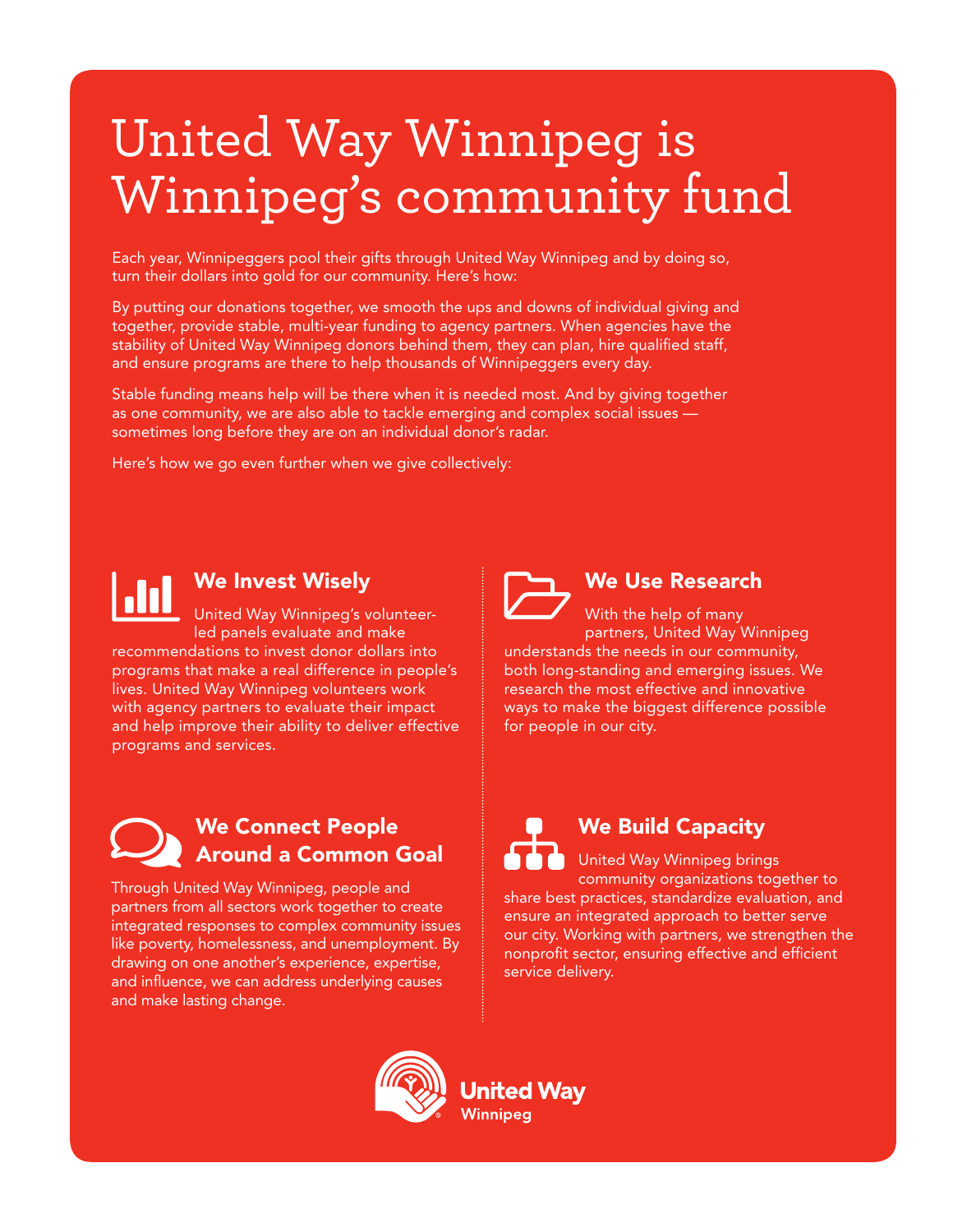# United Way Winnipeg is Winnipeg's community fund

Each year, Winnipeggers pool their gifts through United Way Winnipeg and by doing so, turn their dollars into gold for our community. Here's how:

By putting our donations together, we smooth the ups and downs of individual giving and together, provide stable, multi-year funding to agency partners. When agencies have the stability of United Way Winnipeg donors behind them, they can plan, hire qualified staff, and ensure programs are there to help thousands of Winnipeggers every day.

Stable funding means help will be there when it is needed most. And by giving together as one community, we are also able to tackle emerging and complex social issues — sometimes long before they are on an individual donor's radar.

Here's how we go even further when we give collectively:

## We Invest Wisely

United Way Winnipeg's volunteer-led panels evaluate and make recommendations to invest donor dollars into programs that make a real difference in people's lives. United Way Winnipeg volunteers work with agency partners to evaluate their impact and help improve their ability to deliver effective programs and services.

## We Use Research

With the help of many partners, United Way Winnipeg understands the needs in our community, both long-standing and emerging issues. We research the most effective and innovative ways to make the biggest difference possible for people in our city.

## We Connect People Around a Common Goal

Through United Way Winnipeg, people and partners from all sectors work together to create integrated responses to complex community issues like poverty, homelessness, and unemployment. By drawing on one another's experience, expertise, and influence, we can address underlying causes and make lasting change.

## We Build Capacity

United Way Winnipeg brings community organizations together to share best practices, standardize evaluation, and ensure an integrated approach to better serve our city. Working with partners, we strengthen the nonprofit sector, ensuring effective and efficient service delivery.

United Way Winnipeg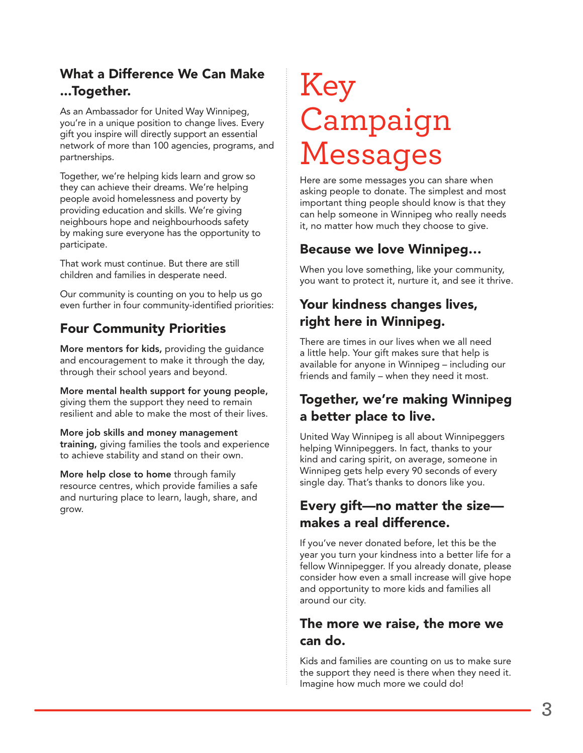## What a Difference We Can Make ...Together.

As an Ambassador for United Way Winnipeg, you're in a unique position to change lives. Every gift you inspire will directly support an essential network of more than 100 agencies, programs, and partnerships.

Together, we're helping kids learn and grow so they can achieve their dreams. We're helping people avoid homelessness and poverty by providing education and skills. We're giving neighbours hope and neighbourhoods safety by making sure everyone has the opportunity to participate.

That work must continue. But there are still children and families in desperate need.

Our community is counting on you to help us go even further in four community-identified priorities:

## Four Community Priorities

**More mentors for kids,** providing the guidance and encouragement to make it through the day, through their school years and beyond.

**More mental health support for young people,** giving them the support they need to remain resilient and able to make the most of their lives.

**More job skills and money management training,** giving families the tools and experience to achieve stability and stand on their own.

**More help close to home** through family resource centres, which provide families a safe and nurturing place to learn, laugh, share, and grow.

# Key Campaign Messages

Here are some messages you can share when asking people to donate. The simplest and most important thing people should know is that they can help someone in Winnipeg who really needs it, no matter how much they choose to give.

## Because we love Winnipeg…

When you love something, like your community, you want to protect it, nurture it, and see it thrive.

## Your kindness changes lives, right here in Winnipeg.

There are times in our lives when we all need a little help. Your gift makes sure that help is available for anyone in Winnipeg – including our friends and family – when they need it most.

## Together, we're making Winnipeg a better place to live.

United Way Winnipeg is all about Winnipeggers helping Winnipeggers. In fact, thanks to your kind and caring spirit, on average, someone in Winnipeg gets help every 90 seconds of every single day. That's thanks to donors like you.

## Every gift—no matter the size—makes a real difference.

If you've never donated before, let this be the year you turn your kindness into a better life for a fellow Winnipegger. If you already donate, please consider how even a small increase will give hope and opportunity to more kids and families all around our city.

## The more we raise, the more we can do.

Kids and families are counting on us to make sure the support they need is there when they need it. Imagine how much more we could do!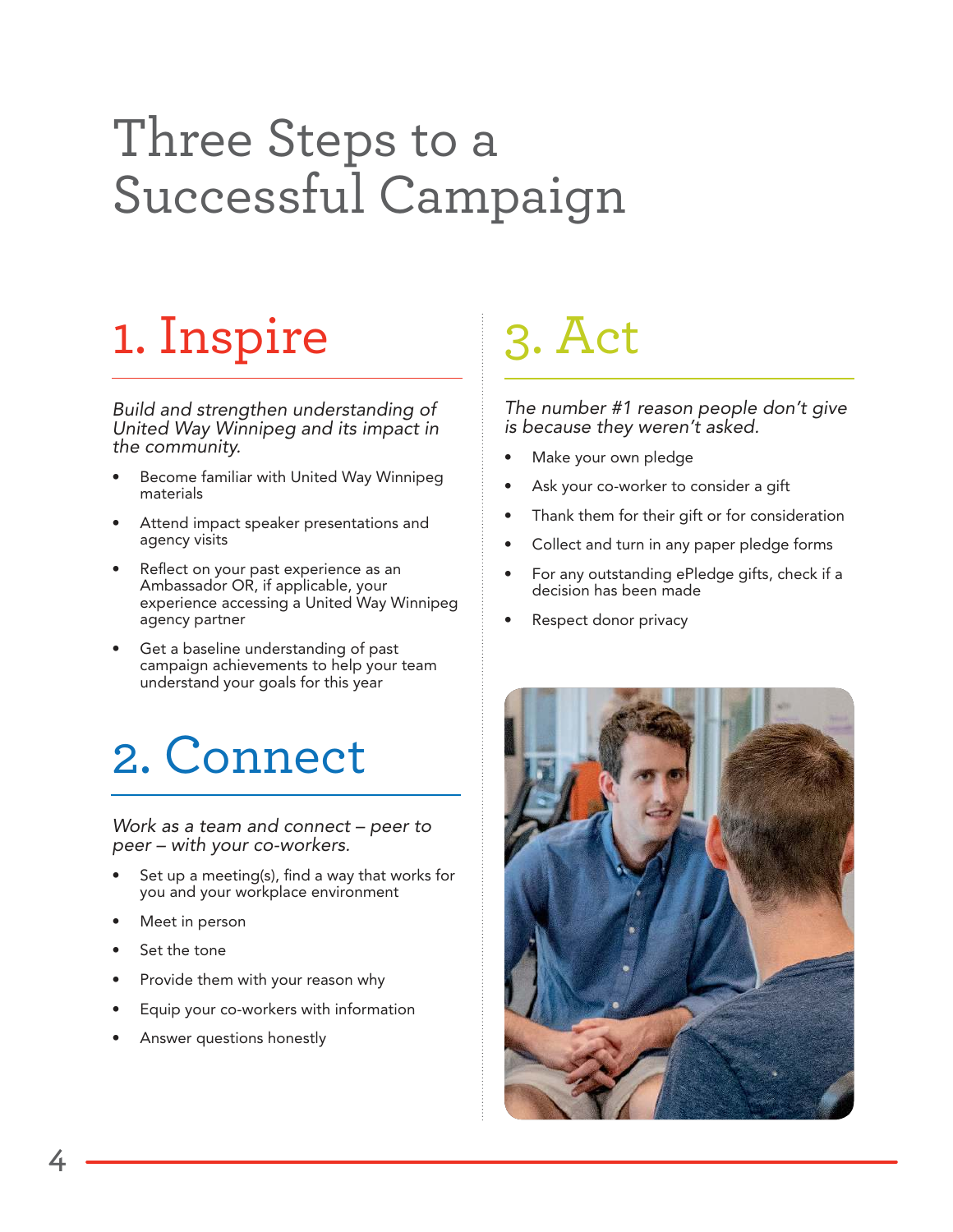# Three Steps to a Successful Campaign

## 1. Inspire

*Build and strengthen understanding of United Way Winnipeg and its impact in the community.*

- Become familiar with United Way Winnipeg materials
- Attend impact speaker presentations and agency visits
- Reflect on your past experience as an Ambassador OR, if applicable, your experience accessing a United Way Winnipeg agency partner
- Get a baseline understanding of past campaign achievements to help your team understand your goals for this year

## 2. Connect

*Work as a team and connect – peer to peer – with your co-workers.*

- Set up a meeting(s), find a way that works for you and your workplace environment
- Meet in person
- Set the tone
- Provide them with your reason why
- Equip your co-workers with information
- Answer questions honestly

## 3. Act

*The number #1 reason people don't give is because they weren't asked.*

- Make your own pledge
- Ask your co-worker to consider a gift
- Thank them for their gift or for consideration
- Collect and turn in any paper pledge forms
- For any outstanding ePledge gifts, check if a decision has been made
- Respect donor privacy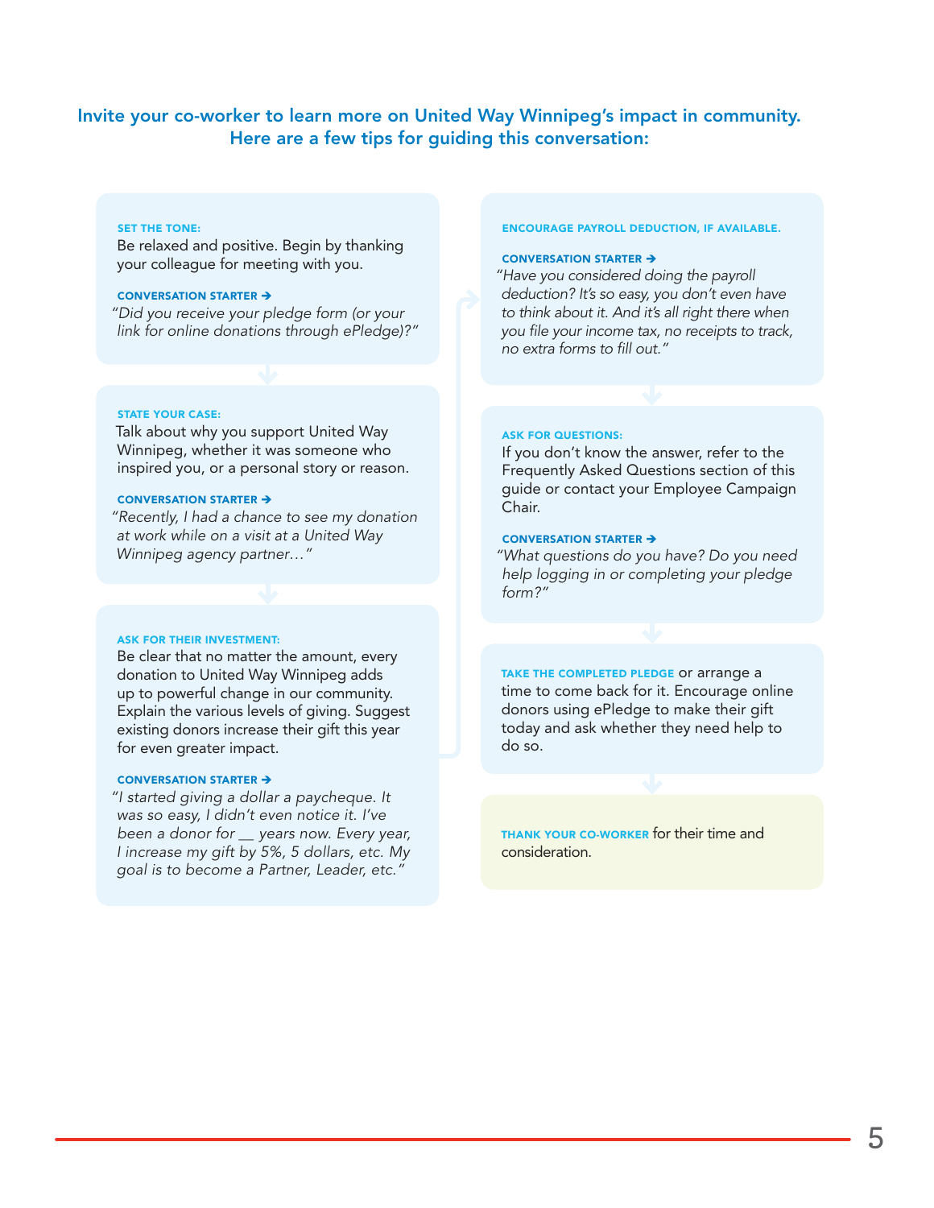## Invite your co-worker to learn more on United Way Winnipeg's impact in community. Here are a few tips for guiding this conversation:

**SET THE TONE:**
Be relaxed and positive. Begin by thanking your colleague for meeting with you.

**CONVERSATION STARTER →**
*"Did you receive your pledge form (or your link for online donations through ePledge)?"*

**STATE YOUR CASE:**
Talk about why you support United Way Winnipeg, whether it was someone who inspired you, or a personal story or reason.

**CONVERSATION STARTER →**
*"Recently, I had a chance to see my donation at work while on a visit at a United Way Winnipeg agency partner…"*

**ASK FOR THEIR INVESTMENT:**
Be clear that no matter the amount, every donation to United Way Winnipeg adds up to powerful change in our community. Explain the various levels of giving. Suggest existing donors increase their gift this year for even greater impact.

**CONVERSATION STARTER →**
*"I started giving a dollar a paycheque. It was so easy, I didn't even notice it. I've been a donor for __ years now. Every year, I increase my gift by 5%, 5 dollars, etc. My goal is to become a Partner, Leader, etc."*

**ENCOURAGE PAYROLL DEDUCTION, IF AVAILABLE.**

**CONVERSATION STARTER →**
*"Have you considered doing the payroll deduction? It's so easy, you don't even have to think about it. And it's all right there when you file your income tax, no receipts to track, no extra forms to fill out."*

**ASK FOR QUESTIONS:**
If you don't know the answer, refer to the Frequently Asked Questions section of this guide or contact your Employee Campaign Chair.

**CONVERSATION STARTER →**
*"What questions do you have? Do you need help logging in or completing your pledge form?"*

**TAKE THE COMPLETED PLEDGE** or arrange a time to come back for it. Encourage online donors using ePledge to make their gift today and ask whether they need help to do so.

**THANK YOUR CO-WORKER** for their time and consideration.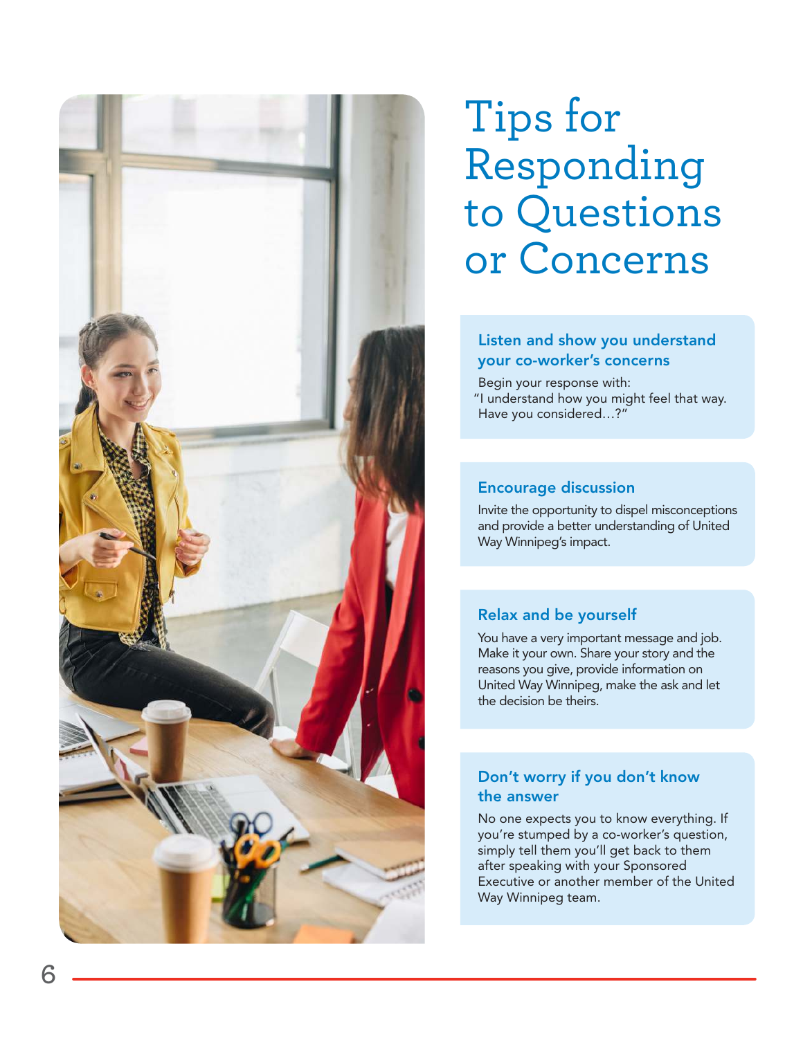# Tips for Responding to Questions or Concerns

### Listen and show you understand your co-worker's concerns

Begin your response with:
"I understand how you might feel that way. Have you considered…?"

### Encourage discussion

Invite the opportunity to dispel misconceptions and provide a better understanding of United Way Winnipeg's impact.

### Relax and be yourself

You have a very important message and job. Make it your own. Share your story and the reasons you give, provide information on United Way Winnipeg, make the ask and let the decision be theirs.

### Don't worry if you don't know the answer

No one expects you to know everything. If you're stumped by a co-worker's question, simply tell them you'll get back to them after speaking with your Sponsored Executive or another member of the United Way Winnipeg team.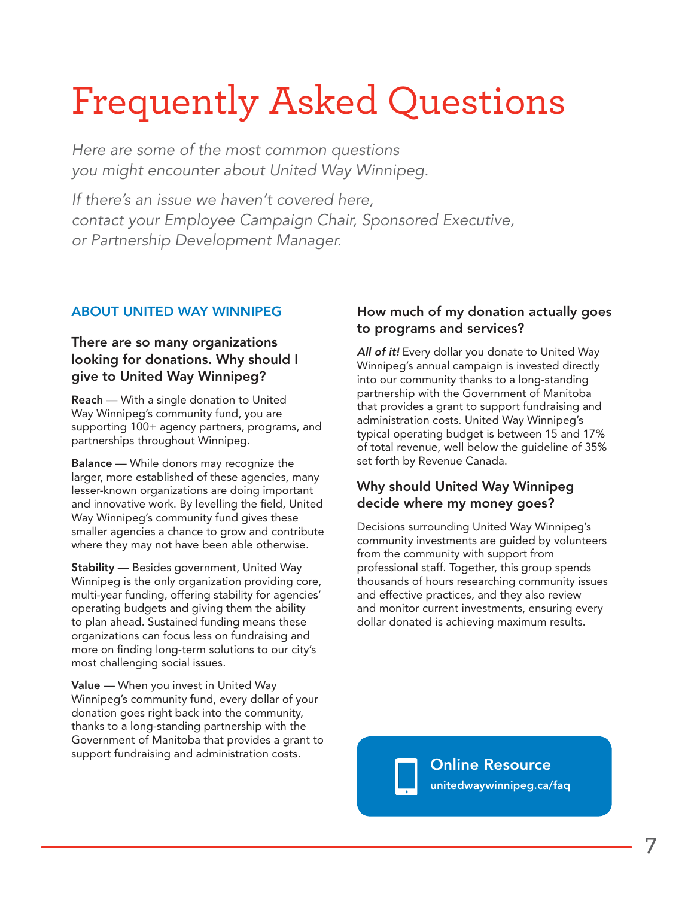# Frequently Asked Questions

*Here are some of the most common questions you might encounter about United Way Winnipeg.*

*If there's an issue we haven't covered here, contact your Employee Campaign Chair, Sponsored Executive, or Partnership Development Manager.*

## ABOUT UNITED WAY WINNIPEG

### There are so many organizations looking for donations. Why should I give to United Way Winnipeg?

**Reach** — With a single donation to United Way Winnipeg's community fund, you are supporting 100+ agency partners, programs, and partnerships throughout Winnipeg.

**Balance** — While donors may recognize the larger, more established of these agencies, many lesser-known organizations are doing important and innovative work. By levelling the field, United Way Winnipeg's community fund gives these smaller agencies a chance to grow and contribute where they may not have been able otherwise.

**Stability** — Besides government, United Way Winnipeg is the only organization providing core, multi-year funding, offering stability for agencies' operating budgets and giving them the ability to plan ahead. Sustained funding means these organizations can focus less on fundraising and more on finding long-term solutions to our city's most challenging social issues.

**Value** — When you invest in United Way Winnipeg's community fund, every dollar of your donation goes right back into the community, thanks to a long-standing partnership with the Government of Manitoba that provides a grant to support fundraising and administration costs.

### How much of my donation actually goes to programs and services?

***All of it!*** Every dollar you donate to United Way Winnipeg's annual campaign is invested directly into our community thanks to a long-standing partnership with the Government of Manitoba that provides a grant to support fundraising and administration costs. United Way Winnipeg's typical operating budget is between 15 and 17% of total revenue, well below the guideline of 35% set forth by Revenue Canada.

### Why should United Way Winnipeg decide where my money goes?

Decisions surrounding United Way Winnipeg's community investments are guided by volunteers from the community with support from professional staff. Together, this group spends thousands of hours researching community issues and effective practices, and they also review and monitor current investments, ensuring every dollar donated is achieving maximum results.

**Online Resource**
**unitedwaywinnipeg.ca/faq**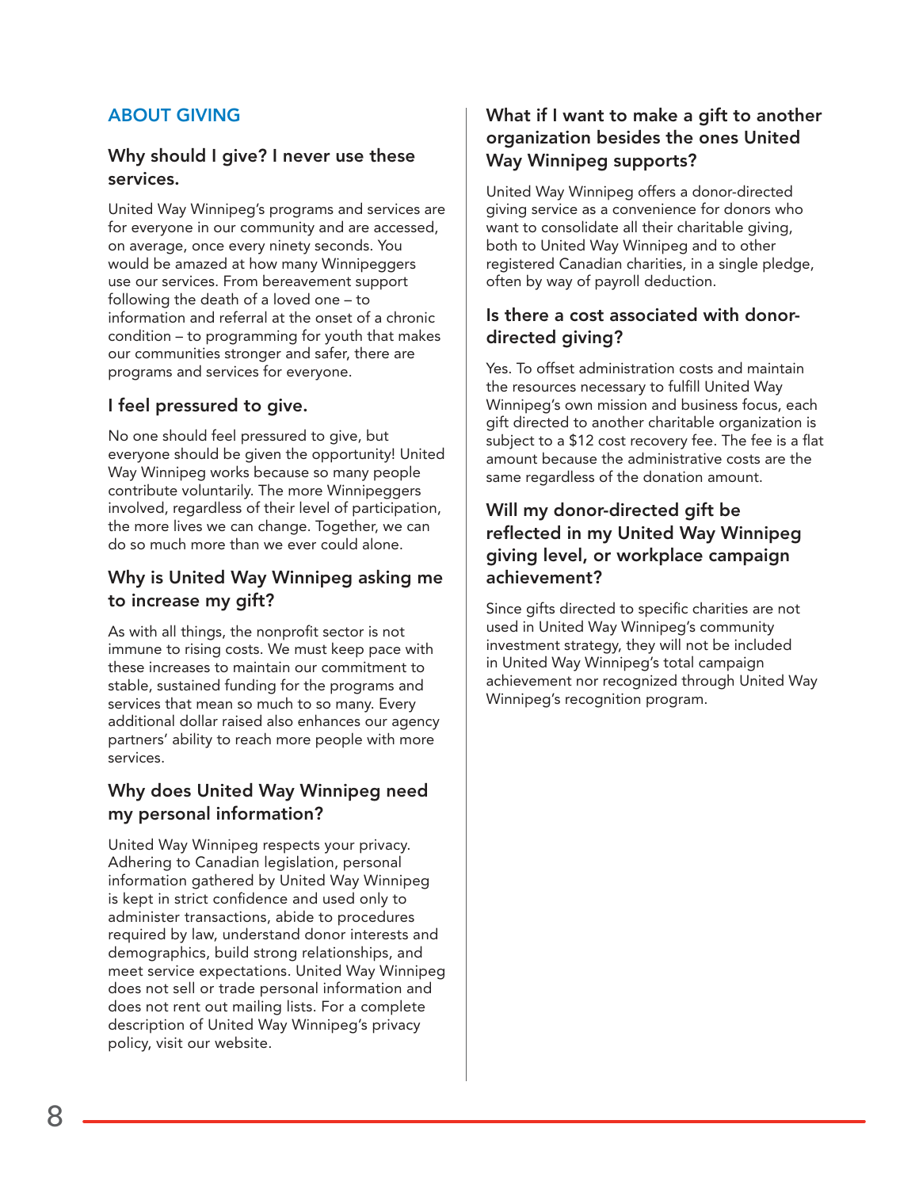## ABOUT GIVING

### Why should I give? I never use these services.

United Way Winnipeg's programs and services are for everyone in our community and are accessed, on average, once every ninety seconds. You would be amazed at how many Winnipeggers use our services. From bereavement support following the death of a loved one – to information and referral at the onset of a chronic condition – to programming for youth that makes our communities stronger and safer, there are programs and services for everyone.

### I feel pressured to give.

No one should feel pressured to give, but everyone should be given the opportunity! United Way Winnipeg works because so many people contribute voluntarily. The more Winnipeggers involved, regardless of their level of participation, the more lives we can change. Together, we can do so much more than we ever could alone.

### Why is United Way Winnipeg asking me to increase my gift?

As with all things, the nonprofit sector is not immune to rising costs. We must keep pace with these increases to maintain our commitment to stable, sustained funding for the programs and services that mean so much to so many. Every additional dollar raised also enhances our agency partners' ability to reach more people with more services.

### Why does United Way Winnipeg need my personal information?

United Way Winnipeg respects your privacy. Adhering to Canadian legislation, personal information gathered by United Way Winnipeg is kept in strict confidence and used only to administer transactions, abide to procedures required by law, understand donor interests and demographics, build strong relationships, and meet service expectations. United Way Winnipeg does not sell or trade personal information and does not rent out mailing lists. For a complete description of United Way Winnipeg's privacy policy, visit our website.

### What if I want to make a gift to another organization besides the ones United Way Winnipeg supports?

United Way Winnipeg offers a donor-directed giving service as a convenience for donors who want to consolidate all their charitable giving, both to United Way Winnipeg and to other registered Canadian charities, in a single pledge, often by way of payroll deduction.

### Is there a cost associated with donor-directed giving?

Yes. To offset administration costs and maintain the resources necessary to fulfill United Way Winnipeg's own mission and business focus, each gift directed to another charitable organization is subject to a $12 cost recovery fee. The fee is a flat amount because the administrative costs are the same regardless of the donation amount.

### Will my donor-directed gift be reflected in my United Way Winnipeg giving level, or workplace campaign achievement?

Since gifts directed to specific charities are not used in United Way Winnipeg's community investment strategy, they will not be included in United Way Winnipeg's total campaign achievement nor recognized through United Way Winnipeg's recognition program.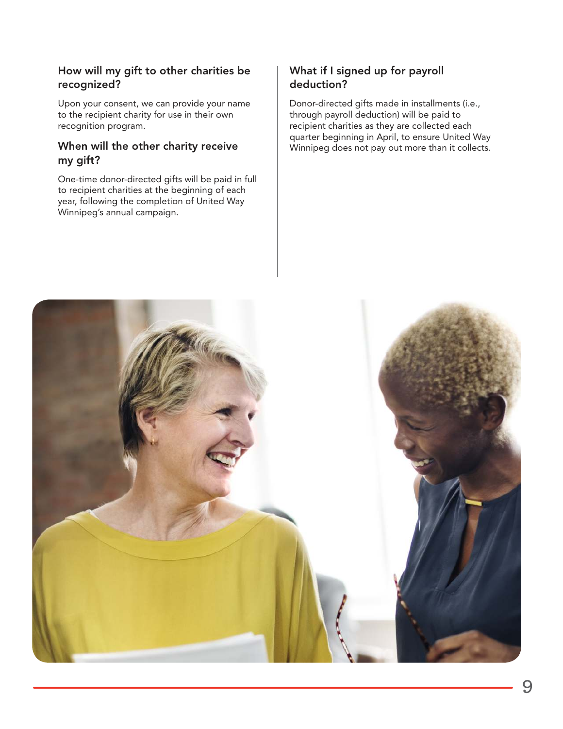### How will my gift to other charities be recognized?

Upon your consent, we can provide your name to the recipient charity for use in their own recognition program.

### When will the other charity receive my gift?

One-time donor-directed gifts will be paid in full to recipient charities at the beginning of each year, following the completion of United Way Winnipeg's annual campaign.

### What if I signed up for payroll deduction?

Donor-directed gifts made in installments (i.e., through payroll deduction) will be paid to recipient charities as they are collected each quarter beginning in April, to ensure United Way Winnipeg does not pay out more than it collects.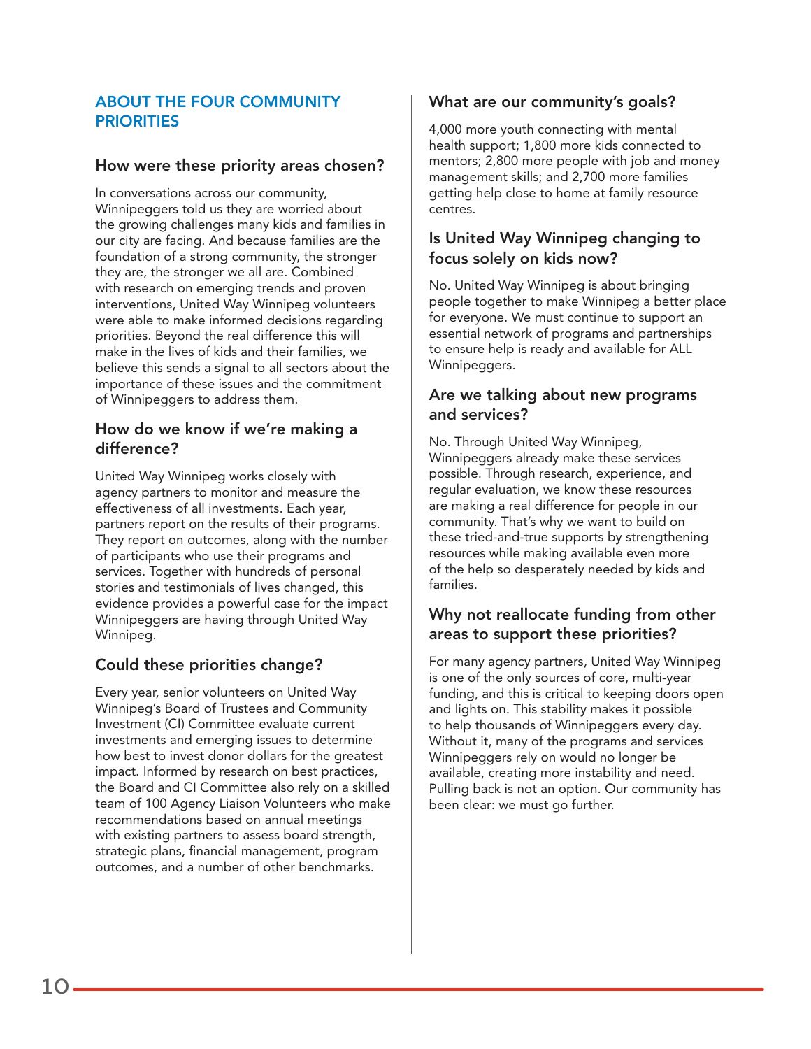## ABOUT THE FOUR COMMUNITY PRIORITIES

### How were these priority areas chosen?

In conversations across our community, Winnipeggers told us they are worried about the growing challenges many kids and families in our city are facing. And because families are the foundation of a strong community, the stronger they are, the stronger we all are. Combined with research on emerging trends and proven interventions, United Way Winnipeg volunteers were able to make informed decisions regarding priorities. Beyond the real difference this will make in the lives of kids and their families, we believe this sends a signal to all sectors about the importance of these issues and the commitment of Winnipeggers to address them.

### How do we know if we're making a difference?

United Way Winnipeg works closely with agency partners to monitor and measure the effectiveness of all investments. Each year, partners report on the results of their programs. They report on outcomes, along with the number of participants who use their programs and services. Together with hundreds of personal stories and testimonials of lives changed, this evidence provides a powerful case for the impact Winnipeggers are having through United Way Winnipeg.

### Could these priorities change?

Every year, senior volunteers on United Way Winnipeg's Board of Trustees and Community Investment (CI) Committee evaluate current investments and emerging issues to determine how best to invest donor dollars for the greatest impact. Informed by research on best practices, the Board and CI Committee also rely on a skilled team of 100 Agency Liaison Volunteers who make recommendations based on annual meetings with existing partners to assess board strength, strategic plans, financial management, program outcomes, and a number of other benchmarks.

### What are our community's goals?

4,000 more youth connecting with mental health support; 1,800 more kids connected to mentors; 2,800 more people with job and money management skills; and 2,700 more families getting help close to home at family resource centres.

### Is United Way Winnipeg changing to focus solely on kids now?

No. United Way Winnipeg is about bringing people together to make Winnipeg a better place for everyone. We must continue to support an essential network of programs and partnerships to ensure help is ready and available for ALL Winnipeggers.

### Are we talking about new programs and services?

No. Through United Way Winnipeg, Winnipeggers already make these services possible. Through research, experience, and regular evaluation, we know these resources are making a real difference for people in our community. That's why we want to build on these tried-and-true supports by strengthening resources while making available even more of the help so desperately needed by kids and families.

### Why not reallocate funding from other areas to support these priorities?

For many agency partners, United Way Winnipeg is one of the only sources of core, multi-year funding, and this is critical to keeping doors open and lights on. This stability makes it possible to help thousands of Winnipeggers every day. Without it, many of the programs and services Winnipeggers rely on would no longer be available, creating more instability and need. Pulling back is not an option. Our community has been clear: we must go further.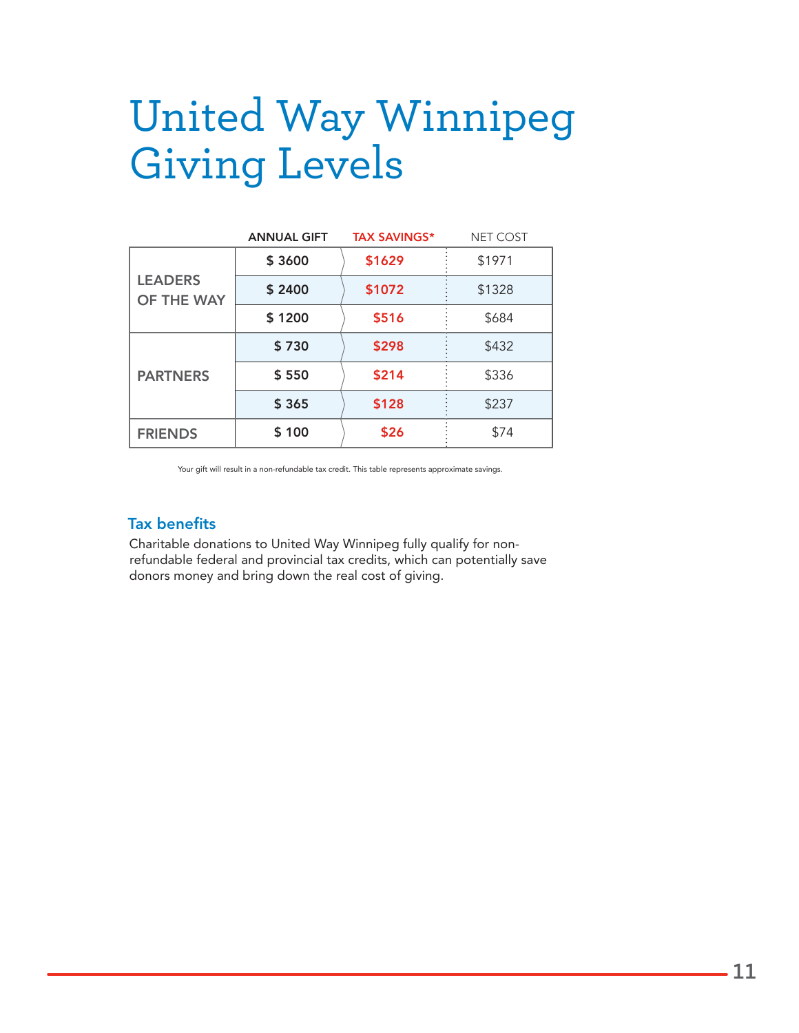# United Way Winnipeg Giving Levels

| | ANNUAL GIFT | TAX SAVINGS* | NET COST |
|---|---|---|---|
| LEADERS OF THE WAY | $ 3600 | $1629 | $1971 |
| | $ 2400 | $1072 | $1328 |
| | $ 1200 | $516 | $684 |
| PARTNERS | $ 730 | $298 | $432 |
| | $ 550 | $214 | $336 |
| | $ 365 | $128 | $237 |
| FRIENDS | $ 100 | $26 | $74 |

Your gift will result in a non-refundable tax credit. This table represents approximate savings.

### Tax benefits

Charitable donations to United Way Winnipeg fully qualify for non-refundable federal and provincial tax credits, which can potentially save donors money and bring down the real cost of giving.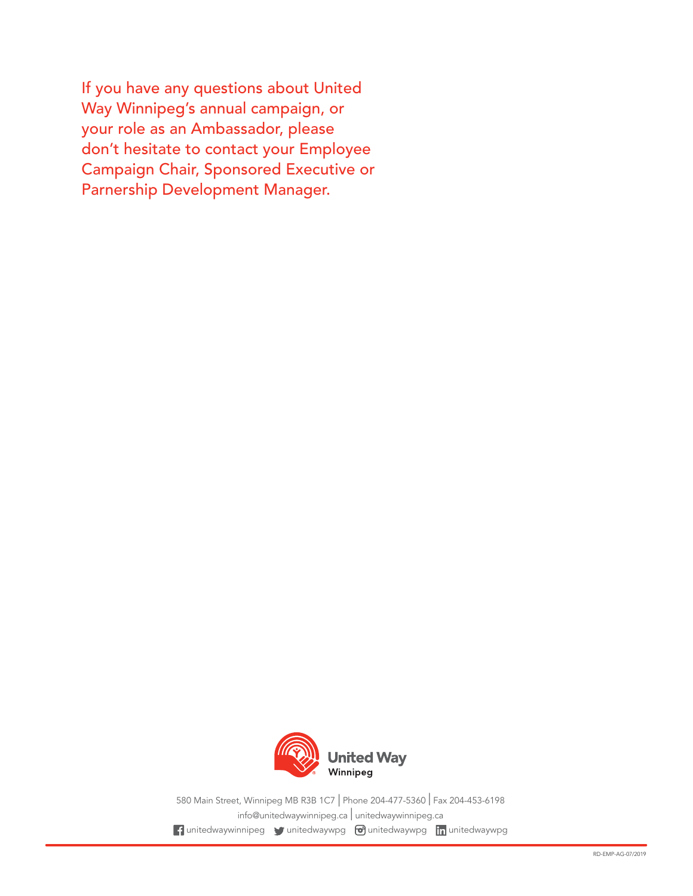If you have any questions about United Way Winnipeg's annual campaign, or your role as an Ambassador, please don't hesitate to contact your Employee Campaign Chair, Sponsored Executive or Parnership Development Manager.

United Way
Winnipeg

580 Main Street, Winnipeg MB R3B 1C7 | Phone 204-477-5360 | Fax 204-453-6198
info@unitedwaywinnipeg.ca | unitedwaywinnipeg.ca
unitedwaywinnipeg unitedwaywpg unitedwaywpg unitedwaywpg

RD-EMP-AG-07/2019